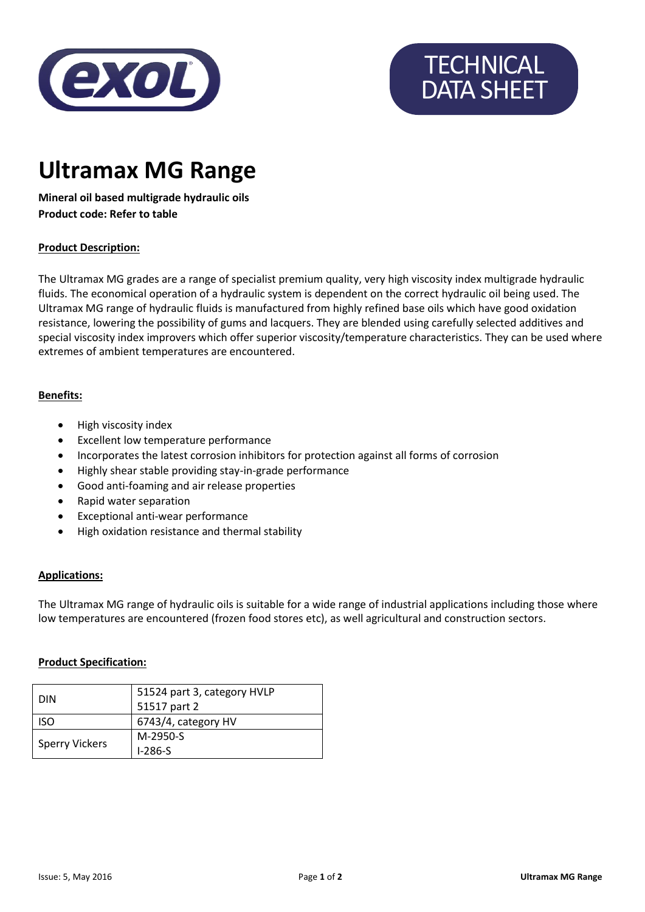TECHNICAL DATA SHEET

# Ultramax MG Range

**Mineral oil based multigrade hydraulic oils**
**Product code: Refer to table**

## Product Description:

The Ultramax MG grades are a range of specialist premium quality, very high viscosity index multigrade hydraulic fluids. The economical operation of a hydraulic system is dependent on the correct hydraulic oil being used. The Ultramax MG range of hydraulic fluids is manufactured from highly refined base oils which have good oxidation resistance, lowering the possibility of gums and lacquers. They are blended using carefully selected additives and special viscosity index improvers which offer superior viscosity/temperature characteristics. They can be used where extremes of ambient temperatures are encountered.

## Benefits:

- High viscosity index
- Excellent low temperature performance
- Incorporates the latest corrosion inhibitors for protection against all forms of corrosion
- Highly shear stable providing stay-in-grade performance
- Good anti-foaming and air release properties
- Rapid water separation
- Exceptional anti-wear performance
- High oxidation resistance and thermal stability

## Applications:

The Ultramax MG range of hydraulic oils is suitable for a wide range of industrial applications including those where low temperatures are encountered (frozen food stores etc), as well agricultural and construction sectors.

## Product Specification:

| | |
|---|---|
| DIN | 51524 part 3, category HVLP<br>51517 part 2 |
| ISO | 6743/4, category HV |
| Sperry Vickers | M-2950-S<br>I-286-S |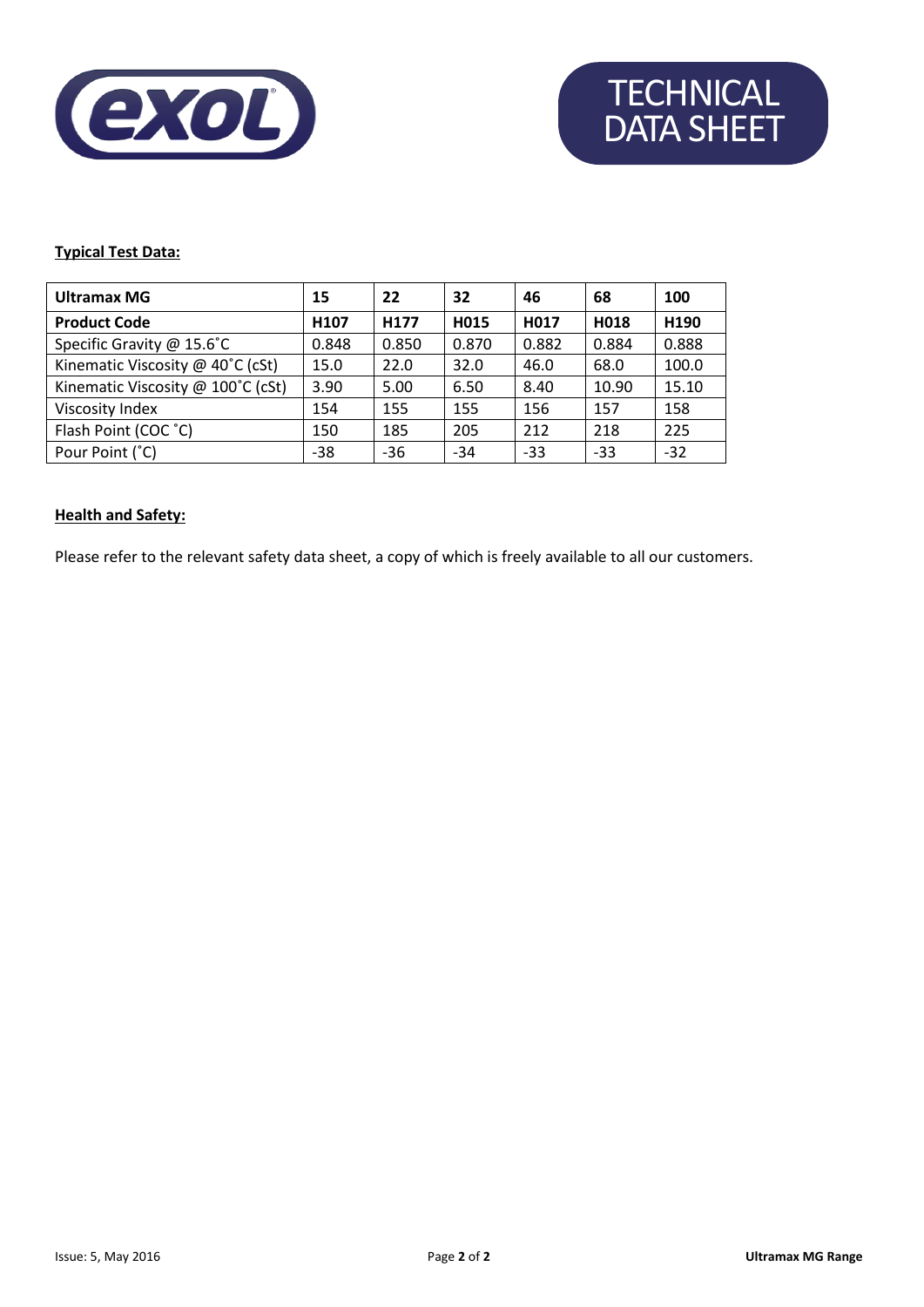**Typical Test Data:**

| Ultramax MG | 15 | 22 | 32 | 46 | 68 | 100 |
|---|---|---|---|---|---|---|
| **Product Code** | **H107** | **H177** | **H015** | **H017** | **H018** | **H190** |
| Specific Gravity @ 15.6˚C | 0.848 | 0.850 | 0.870 | 0.882 | 0.884 | 0.888 |
| Kinematic Viscosity @ 40˚C (cSt) | 15.0 | 22.0 | 32.0 | 46.0 | 68.0 | 100.0 |
| Kinematic Viscosity @ 100˚C (cSt) | 3.90 | 5.00 | 6.50 | 8.40 | 10.90 | 15.10 |
| Viscosity Index | 154 | 155 | 155 | 156 | 157 | 158 |
| Flash Point (COC ˚C) | 150 | 185 | 205 | 212 | 218 | 225 |
| Pour Point (˚C) | -38 | -36 | -34 | -33 | -33 | -32 |

**Health and Safety:**

Please refer to the relevant safety data sheet, a copy of which is freely available to all our customers.